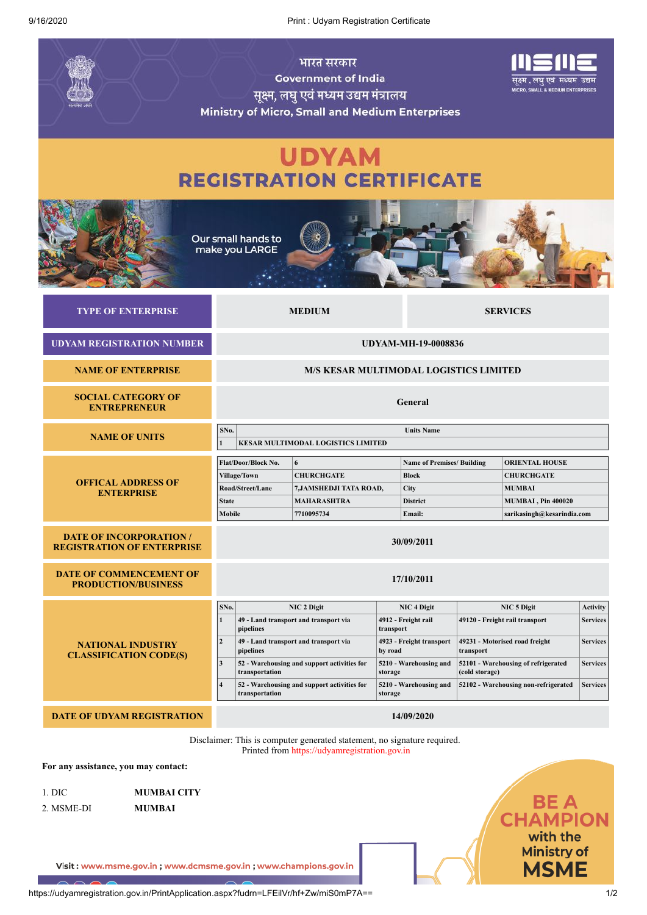भारत सरकार

Government of India

सूक्ष्म, लघु एवं मध्यम उद्यम मंत्रालय

Ministry of Micro, Small and Medium Enterprises

# UDYAM
# REGISTRATION CERTIFICATE

Our small hands to make you LARGE

| | | |
|---|---|---|
| **TYPE OF ENTERPRISE** | **MEDIUM** | **SERVICES** |
| **UDYAM REGISTRATION NUMBER** | **UDYAM-MH-19-0008836** | |
| **NAME OF ENTERPRISE** | **M/S KESAR MULTIMODAL LOGISTICS LIMITED** | |
| **SOCIAL CATEGORY OF ENTREPRENEUR** | **General** | |

**NAME OF UNITS**

| SNo. | Units Name |
|---|---|
| 1 | KESAR MULTIMODAL LOGISTICS LIMITED |

**OFFICAL ADDRESS OF ENTERPRISE**

| | | | |
|---|---|---|---|
| Flat/Door/Block No. | 6 | Name of Premises/ Building | ORIENTAL HOUSE |
| Village/Town | CHURCHGATE | Block | CHURCHGATE |
| Road/Street/Lane | 7,JAMSHEDJI TATA ROAD, | City | MUMBAI |
| State | MAHARASHTRA | District | MUMBAI , Pin 400020 |
| Mobile | 7710095734 | Email: | sarikasingh@kesarindia.com |

| | |
|---|---|
| **DATE OF INCORPORATION / REGISTRATION OF ENTERPRISE** | **30/09/2011** |
| **DATE OF COMMENCEMENT OF PRODUCTION/BUSINESS** | **17/10/2011** |

**NATIONAL INDUSTRY CLASSIFICATION CODE(S)**

| SNo. | NIC 2 Digit | NIC 4 Digit | NIC 5 Digit | Activity |
|---|---|---|---|---|
| 1 | 49 - Land transport and transport via pipelines | 4912 - Freight rail transport | 49120 - Freight rail transport | Services |
| 2 | 49 - Land transport and transport via pipelines | 4923 - Freight transport by road | 49231 - Motorised road freight transport | Services |
| 3 | 52 - Warehousing and support activities for transportation | 5210 - Warehousing and storage | 52101 - Warehousing of refrigerated (cold storage) | Services |
| 4 | 52 - Warehousing and support activities for transportation | 5210 - Warehousing and storage | 52102 - Warehousing non-refrigerated | Services |

| | |
|---|---|
| **DATE OF UDYAM REGISTRATION** | **14/09/2020** |

Disclaimer: This is computer generated statement, no signature required.
Printed from https://udyamregistration.gov.in

**For any assistance, you may contact:**

1. DIC **MUMBAI CITY**
2. MSME-DI **MUMBAI**

Visit : www.msme.gov.in ; www.dcmsme.gov.in ; www.champions.gov.in

BE A CHAMPION with the Ministry of MSME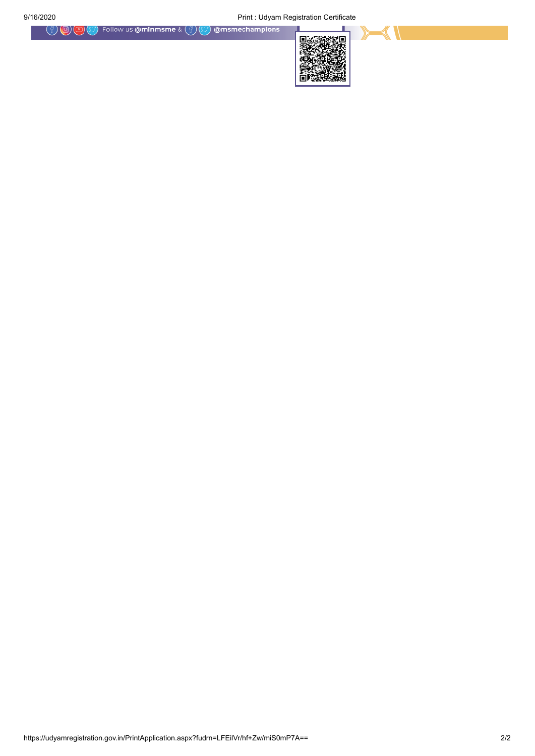Follow us @minmsme & @msmechampions